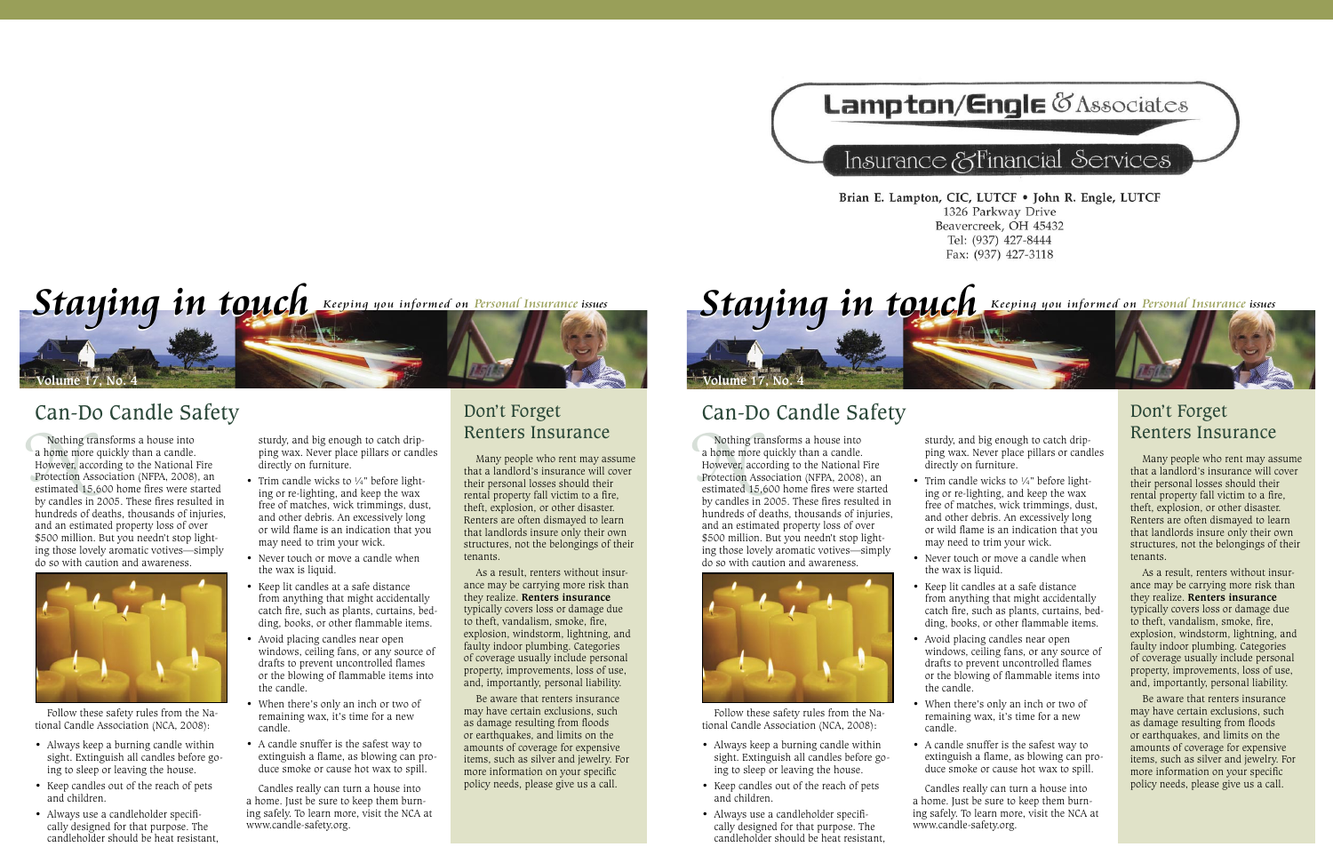# Lampton/Engle & Associates

## Insurance & Financial Services

Brian E. Lampton, CIC, LUTCF • John R. Engle, LUTCF
1326 Parkway Drive
Beavercreek, OH 45432
Tel: (937) 427-8444
Fax: (937) 427-3118

# Staying in touch

*Keeping you informed on Personal Insurance issues*

Volume 17, No. 4

## Can-Do Candle Safety

Nothing transforms a house into a home more quickly than a candle. However, according to the National Fire Protection Association (NFPA, 2008), an estimated 15,600 home fires were started by candles in 2005. These fires resulted in hundreds of deaths, thousands of injuries, and an estimated property loss of over $500 million. But you needn't stop lighting those lovely aromatic votives—simply do so with caution and awareness.

Follow these safety rules from the National Candle Association (NCA, 2008):

- Always keep a burning candle within sight. Extinguish all candles before going to sleep or leaving the house.
- Keep candles out of the reach of pets and children.
- Always use a candleholder specifically designed for that purpose. The candleholder should be heat resistant, sturdy, and big enough to catch dripping wax. Never place pillars or candles directly on furniture.
- Trim candle wicks to ¼" before lighting or re-lighting, and keep the wax free of matches, wick trimmings, dust, and other debris. An excessively long or wild flame is an indication that you may need to trim your wick.
- Never touch or move a candle when the wax is liquid.
- Keep lit candles at a safe distance from anything that might accidentally catch fire, such as plants, curtains, bedding, books, or other flammable items.
- Avoid placing candles near open windows, ceiling fans, or any source of drafts to prevent uncontrolled flames or the blowing of flammable items into the candle.
- When there's only an inch or two of remaining wax, it's time for a new candle.
- A candle snuffer is the safest way to extinguish a flame, as blowing can produce smoke or cause hot wax to spill.

Candles really can turn a house into a home. Just be sure to keep them burning safely. To learn more, visit the NCA at www.candle-safety.org.

## Don't Forget Renters Insurance

Many people who rent may assume that a landlord's insurance will cover their personal losses should their rental property fall victim to a fire, theft, explosion, or other disaster. Renters are often dismayed to learn that landlords insure only their own structures, not the belongings of their tenants.

As a result, renters without insurance may be carrying more risk than they realize. **Renters insurance** typically covers loss or damage due to theft, vandalism, smoke, fire, explosion, windstorm, lightning, and faulty indoor plumbing. Categories of coverage usually include personal property, improvements, loss of use, and, importantly, personal liability.

Be aware that renters insurance may have certain exclusions, such as damage resulting from floods or earthquakes, and limits on the amounts of coverage for expensive items, such as silver and jewelry. For more information on your specific policy needs, please give us a call.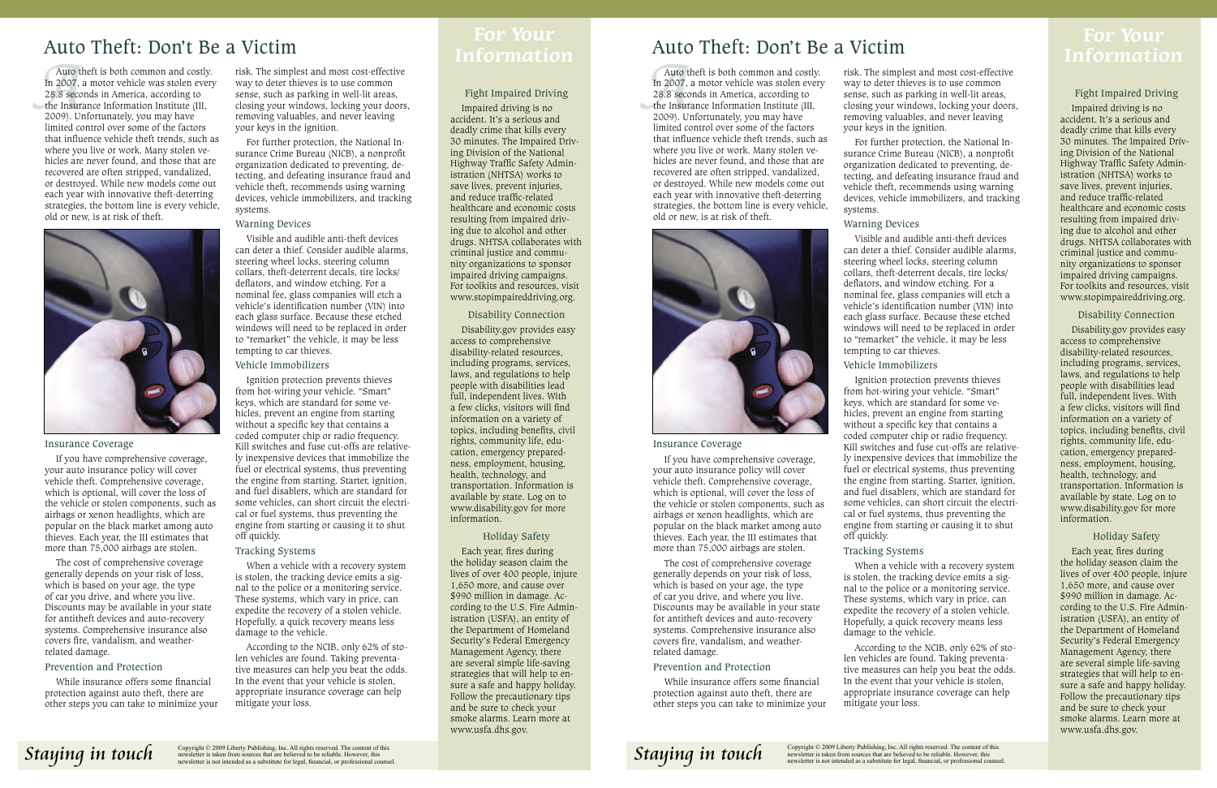# Auto Theft: Don't Be a Victim

Auto theft is both common and costly. In 2007, a motor vehicle was stolen every 28.8 seconds in America, according to the Insurance Information Institute (III, 2009). Unfortunately, you may have limited control over some of the factors that influence vehicle theft trends, such as where you live or work. Many stolen vehicles are never found, and those that are recovered are often stripped, vandalized, or destroyed. While new models come out each year with innovative theft-deterring strategies, the bottom line is every vehicle, old or new, is at risk of theft.

## Insurance Coverage

If you have comprehensive coverage, your auto insurance policy will cover vehicle theft. Comprehensive coverage, which is optional, will cover the loss of the vehicle or stolen components, such as airbags or xenon headlights, which are popular on the black market among auto thieves. Each year, the III estimates that more than 75,000 airbags are stolen.

The cost of comprehensive coverage generally depends on your risk of loss, which is based on your age, the type of car you drive, and where you live. Discounts may be available in your state for antitheft devices and auto-recovery systems. Comprehensive insurance also covers fire, vandalism, and weather-related damage.

## Prevention and Protection

While insurance offers some financial protection against auto theft, there are other steps you can take to minimize your risk. The simplest and most cost-effective way to deter thieves is to use common sense, such as parking in well-lit areas, closing your windows, locking your doors, removing valuables, and never leaving your keys in the ignition.

For further protection, the National Insurance Crime Bureau (NICB), a nonprofit organization dedicated to preventing, detecting, and defeating insurance fraud and vehicle theft, recommends using warning devices, vehicle immobilizers, and tracking systems.

## Warning Devices

Visible and audible anti-theft devices can deter a thief. Consider audible alarms, steering wheel locks, steering column collars, theft-deterrent decals, tire locks/deflators, and window etching. For a nominal fee, glass companies will etch a vehicle's identification number (VIN) into each glass surface. Because these etched windows will need to be replaced in order to "remarket" the vehicle, it may be less tempting to car thieves.

## Vehicle Immobilizers

Ignition protection prevents thieves from hot-wiring your vehicle. "Smart" keys, which are standard for some vehicles, prevent an engine from starting without a specific key that contains a coded computer chip or radio frequency. Kill switches and fuse cut-offs are relatively inexpensive devices that immobilize the fuel or electrical systems, thus preventing the engine from starting. Starter, ignition, and fuel disablers, which are standard for some vehicles, can short circuit the electrical or fuel systems, thus preventing the engine from starting or causing it to shut off quickly.

## Tracking Systems

When a vehicle with a recovery system is stolen, the tracking device emits a signal to the police or a monitoring service. These systems, which vary in price, can expedite the recovery of a stolen vehicle. Hopefully, a quick recovery means less damage to the vehicle.

According to the NCIB, only 62% of stolen vehicles are found. Taking preventative measures can help you beat the odds. In the event that your vehicle is stolen, appropriate insurance coverage can help mitigate your loss.

# For Your Information

## Fight Impaired Driving

Impaired driving is no accident. It's a serious and deadly crime that kills every 30 minutes. The Impaired Driving Division of the National Highway Traffic Safety Administration (NHTSA) works to save lives, prevent injuries, and reduce traffic-related healthcare and economic costs resulting from impaired driving due to alcohol and other drugs. NHTSA collaborates with criminal justice and community organizations to sponsor impaired driving campaigns. For toolkits and resources, visit www.stopimpaireddriving.org.

## Disability Connection

Disability.gov provides easy access to comprehensive disability-related resources, including programs, services, laws, and regulations to help people with disabilities lead full, independent lives. With a few clicks, visitors will find information on a variety of topics, including benefits, civil rights, community life, education, emergency preparedness, employment, housing, health, technology, and transportation. Information is available by state. Log on to www.disability.gov for more information.

## Holiday Safety

Each year, fires during the holiday season claim the lives of over 400 people, injure 1,650 more, and cause over $990 million in damage. According to the U.S. Fire Administration (USFA), an entity of the Department of Homeland Security's Federal Emergency Management Agency, there are several simple life-saving strategies that will help to ensure a safe and happy holiday. Follow the precautionary tips and be sure to check your smoke alarms. Learn more at www.usfa.dhs.gov.

*Staying in touch*

Copyright © 2009 Liberty Publishing, Inc. All rights reserved. The content of this newsletter is taken from sources that are believed to be reliable. However, this newsletter is not intended as a substitute for legal, financial, or professional counsel.